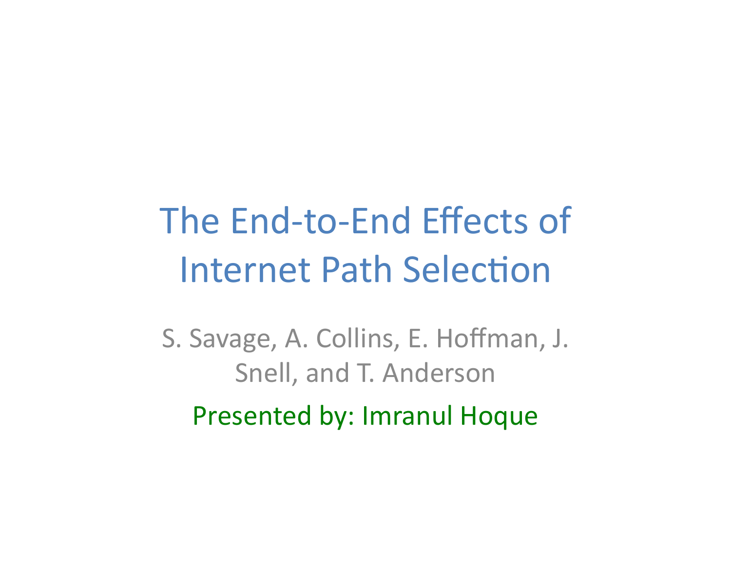# The End-to-End Effects of Internet Path Selection

S. Savage, A. Collins, E. Hoffman, J. Snell, and T. Anderson

Presented by: Imranul Hoque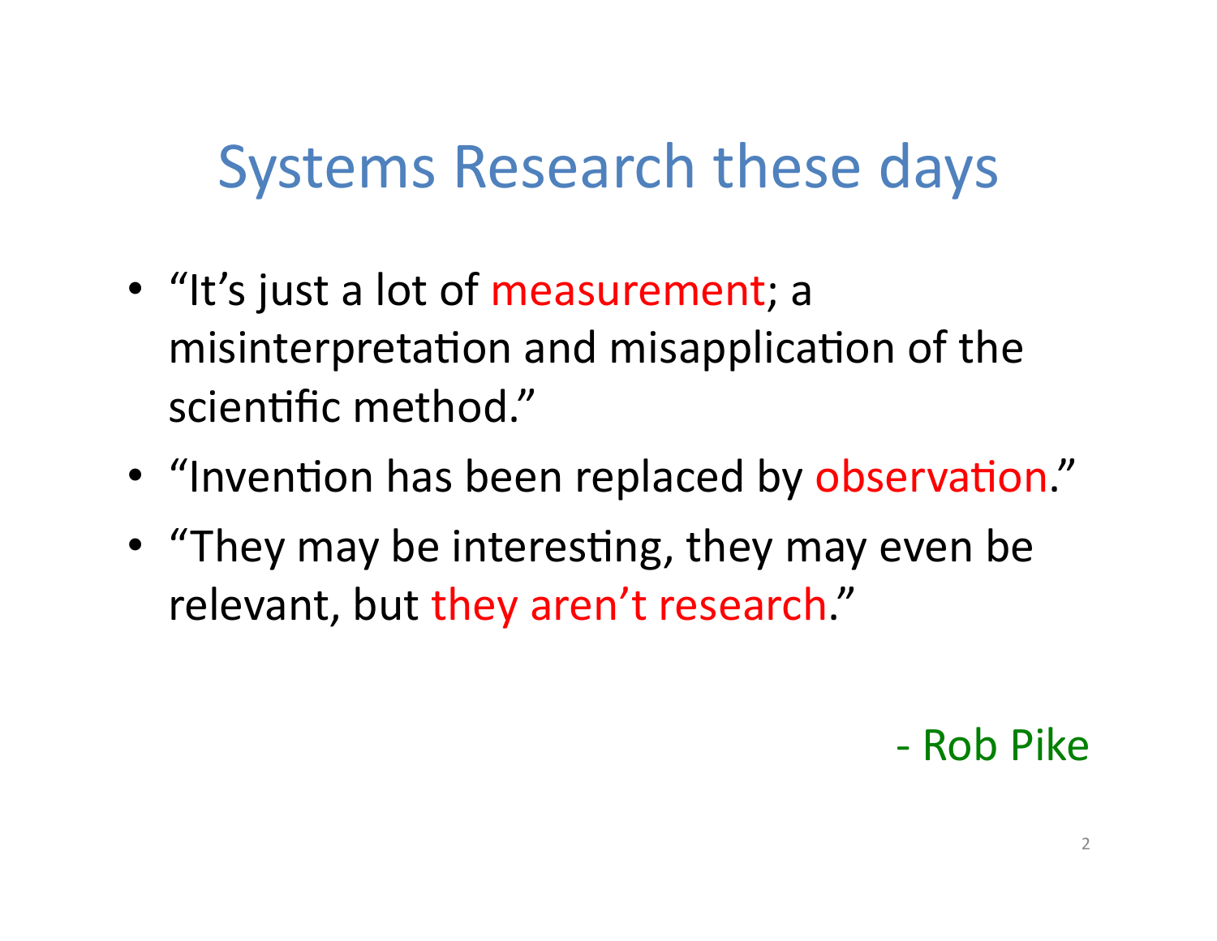# Systems Research these days

- "It's just a lot of measurement; a misinterpretation and misapplication of the scientific method."
- "Invention has been replaced by observation."
- "They may be interesting, they may even be relevant, but they aren't research."

- Rob Pike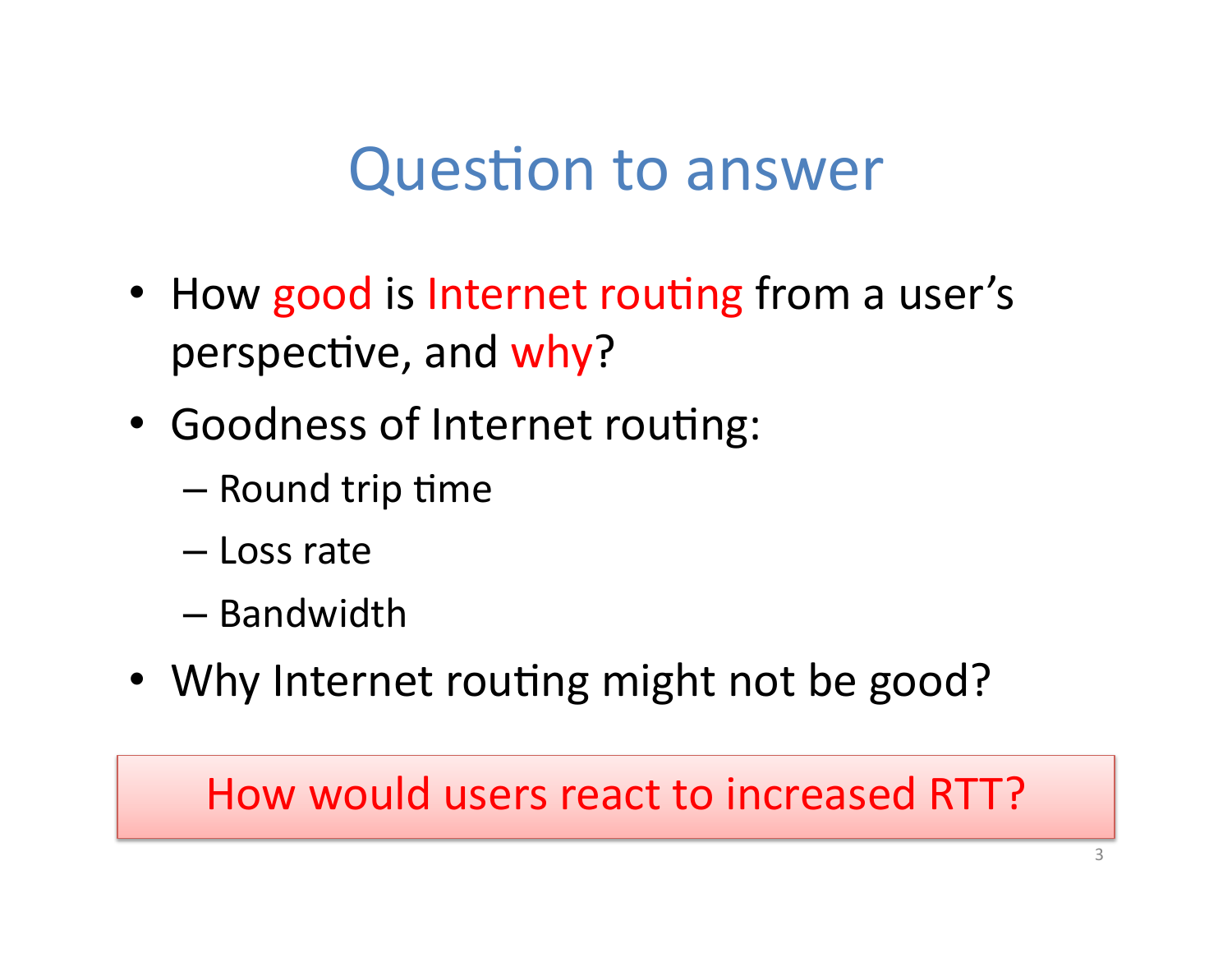# Question to answer

- How good is Internet routing from a user's perspective, and why?
- Goodness of Internet routing:
  - Round trip time
  - Loss rate
  - Bandwidth
- Why Internet routing might not be good?

How would users react to increased RTT?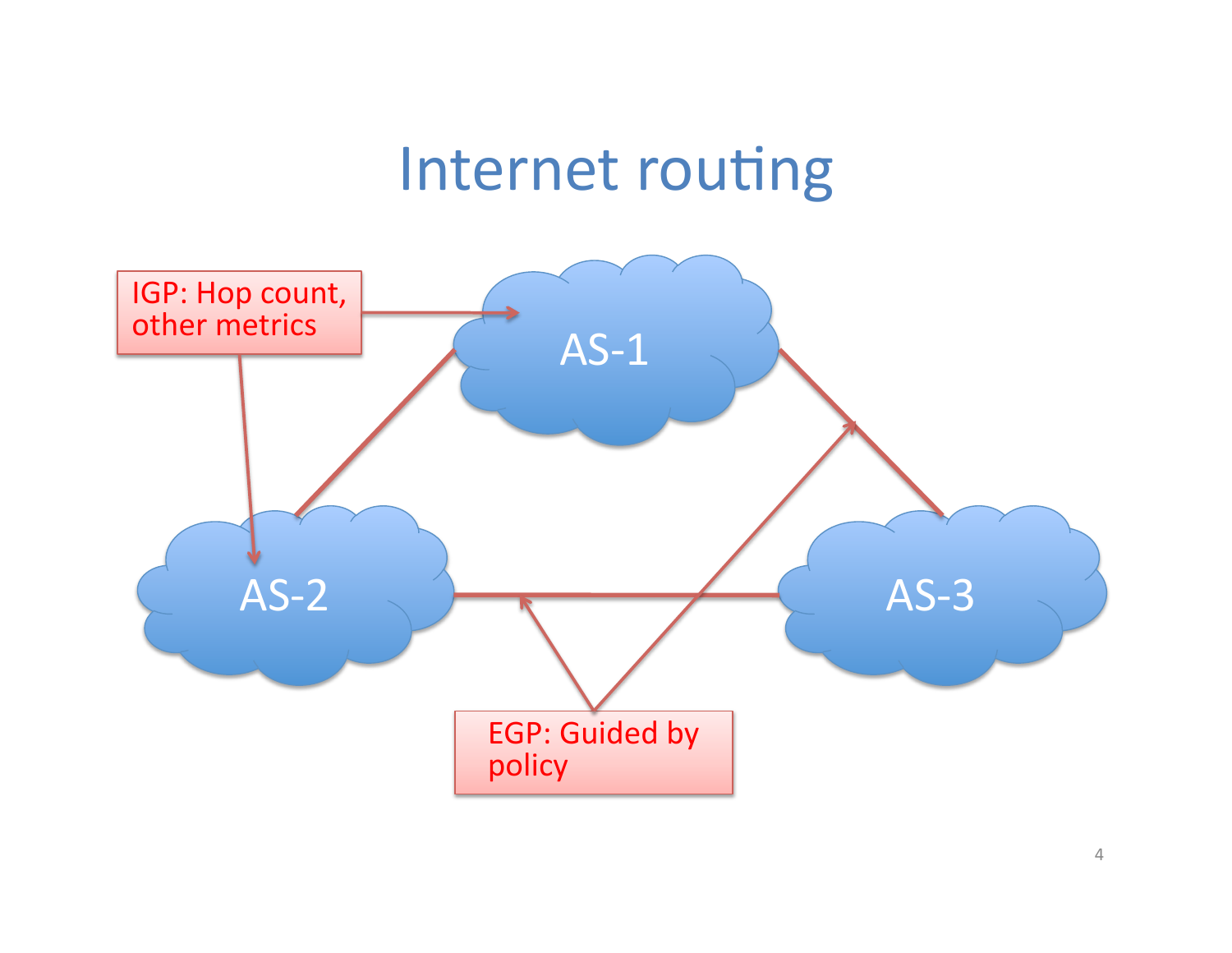# Internet routing

IGP: Hop count, other metrics

AS-1

AS-2

AS-3

EGP: Guided by policy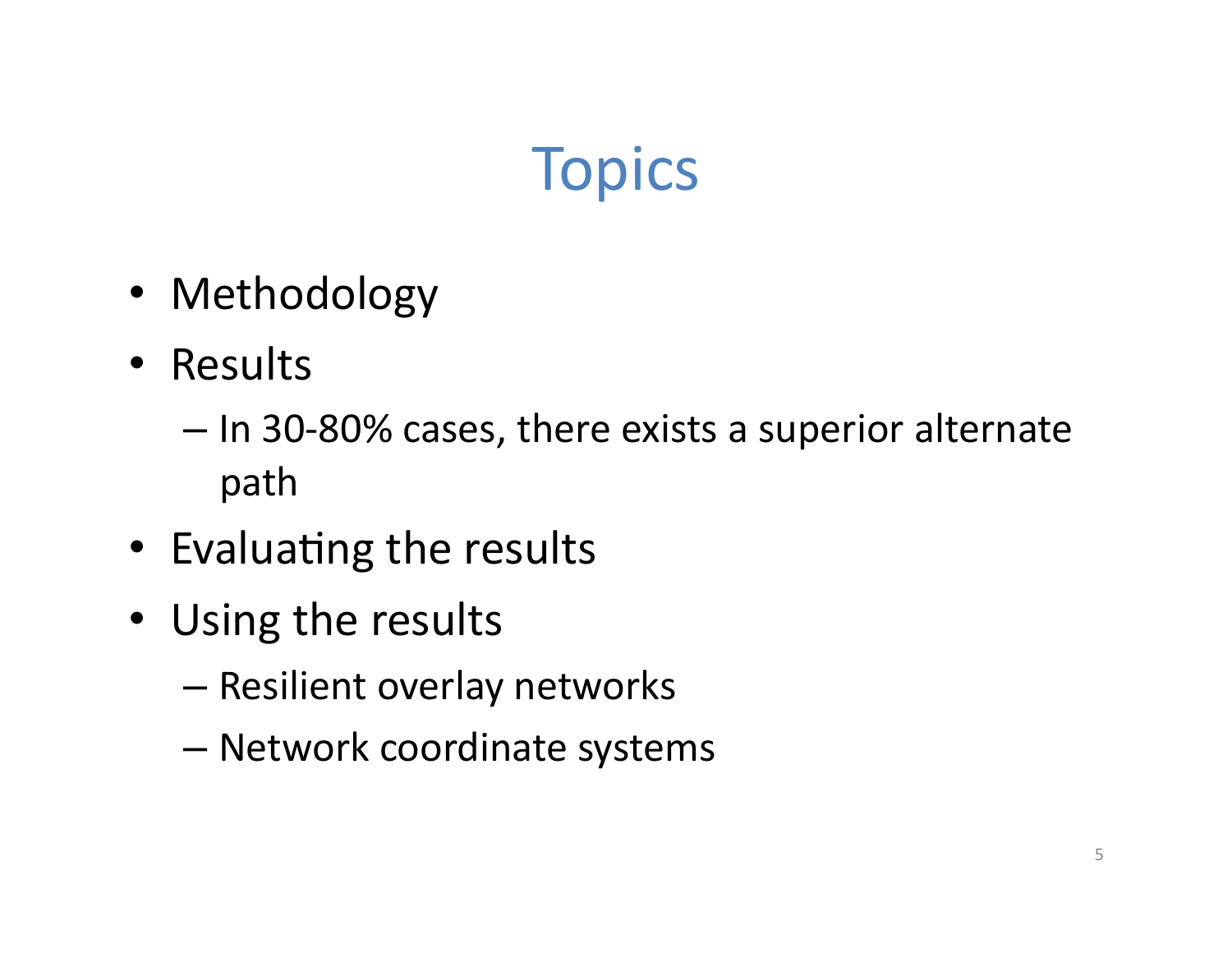# Topics

- Methodology
- Results
  - In 30-80% cases, there exists a superior alternate path
- Evaluating the results
- Using the results
  - Resilient overlay networks
  - Network coordinate systems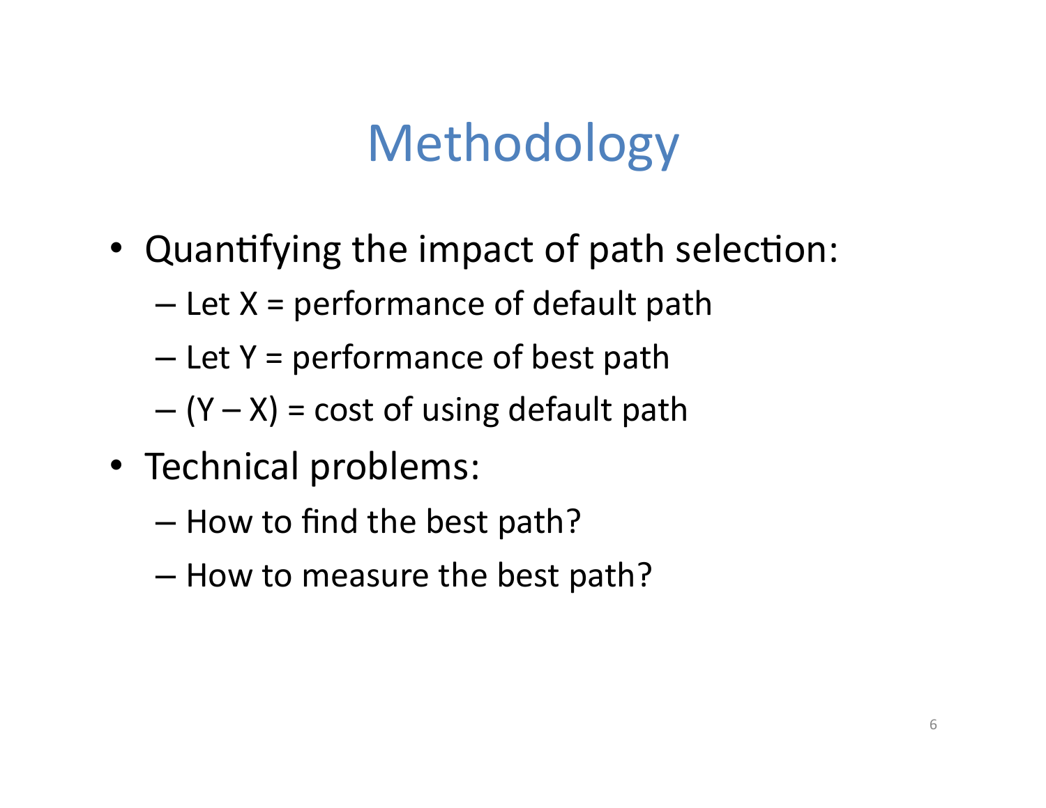# Methodology

- Quantifying the impact of path selection:
  - Let X = performance of default path
  - Let Y = performance of best path
  - (Y – X) = cost of using default path
- Technical problems:
  - How to find the best path?
  - How to measure the best path?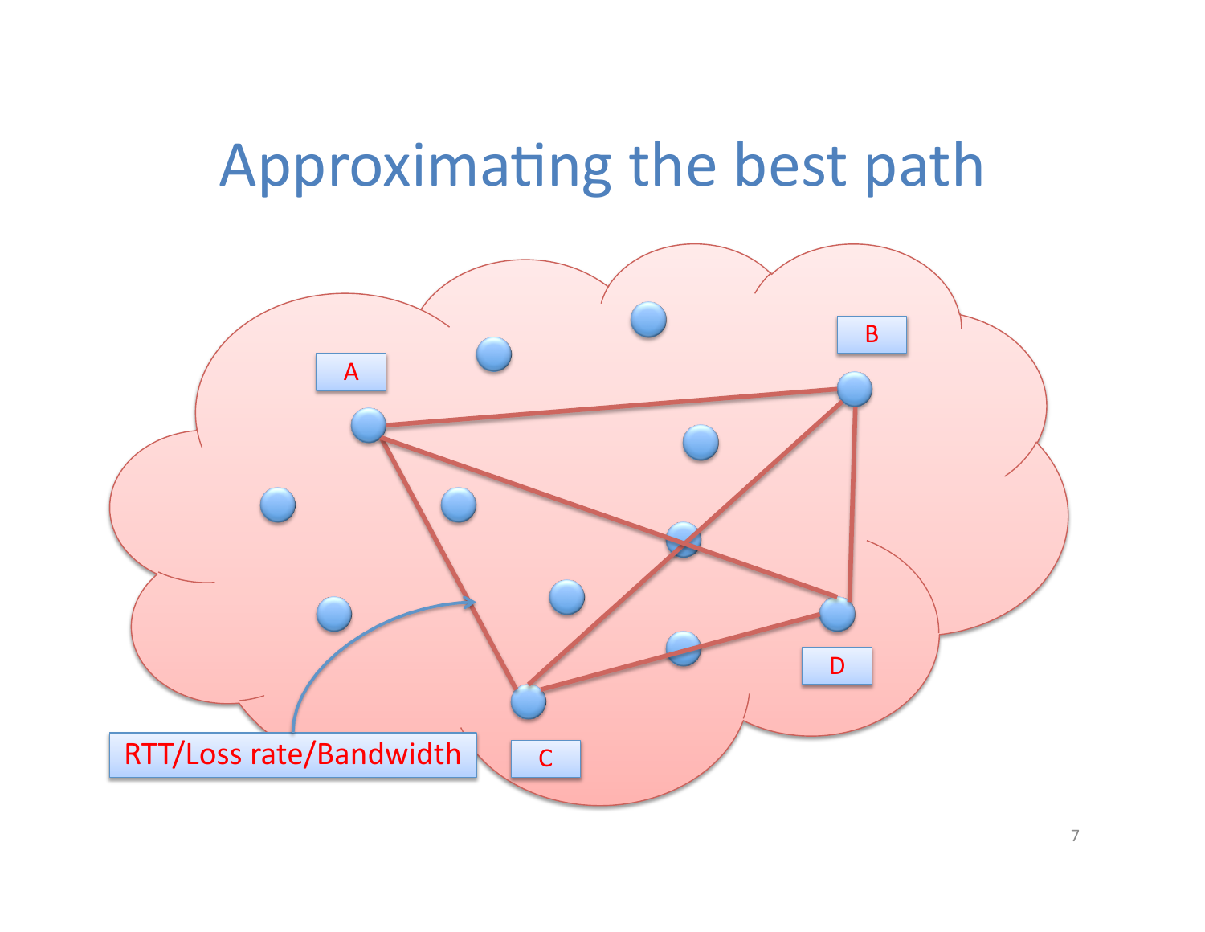# Approximating the best path

A

B

C

D

RTT/Loss rate/Bandwidth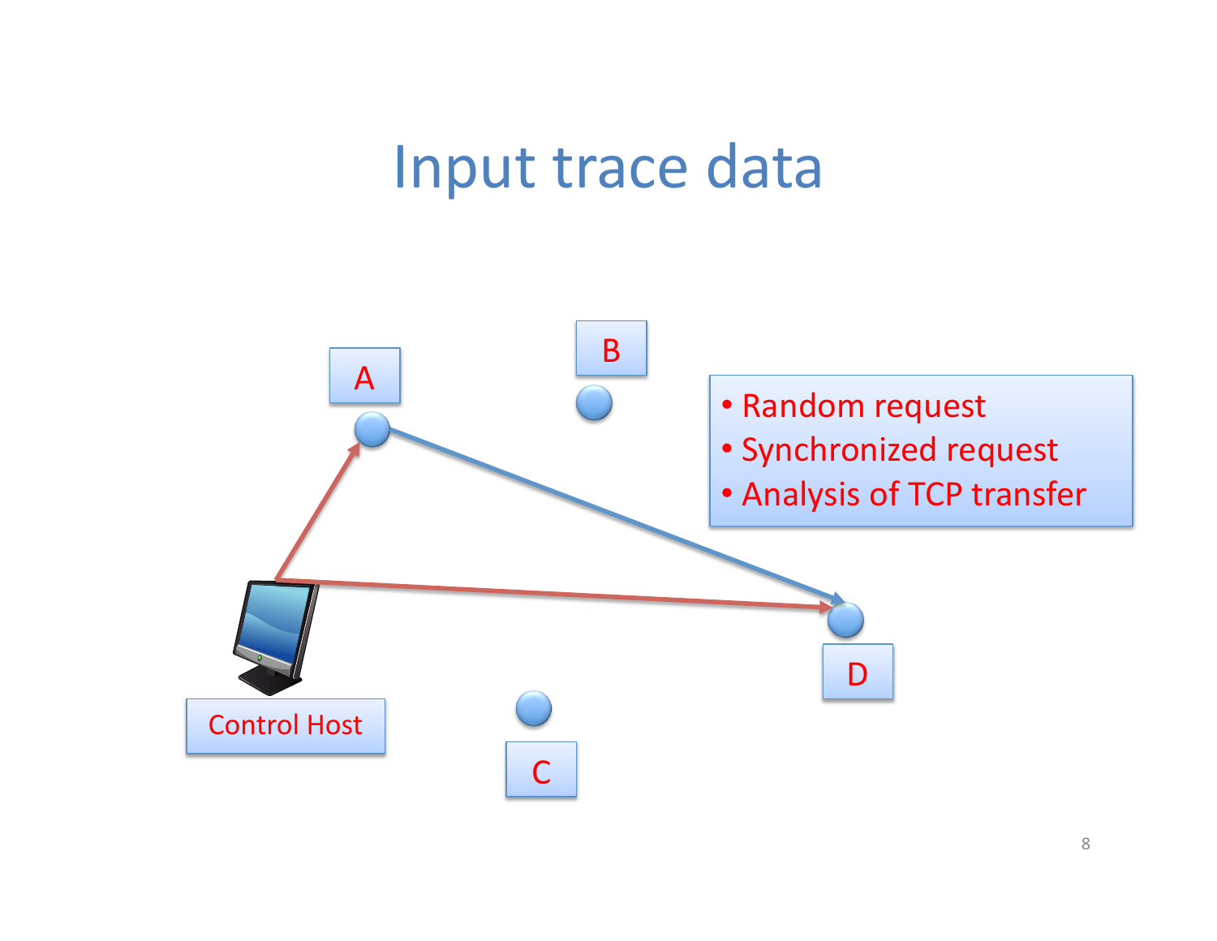# Input trace data

A

B

- Random request
- Synchronized request
- Analysis of TCP transfer

D

Control Host

C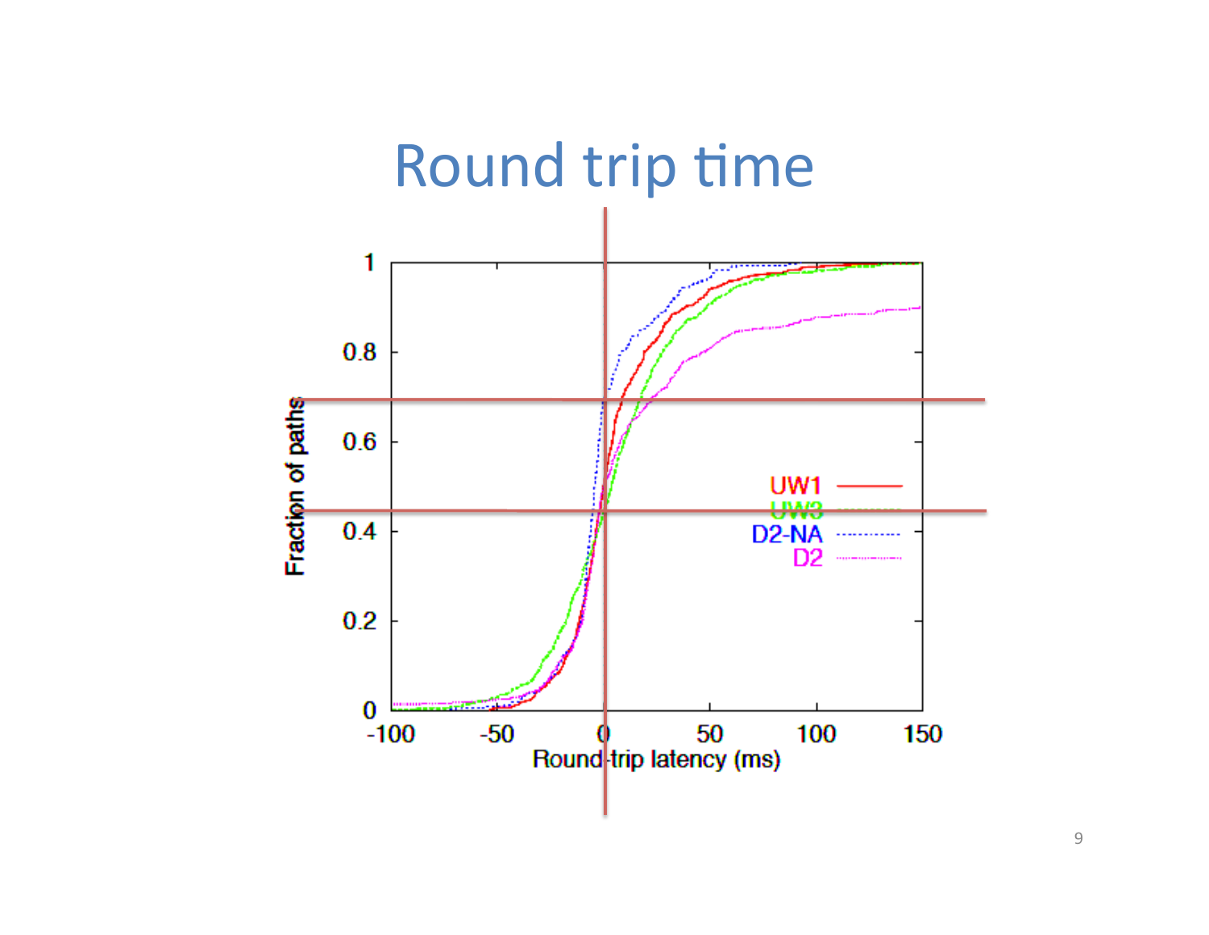# Round trip time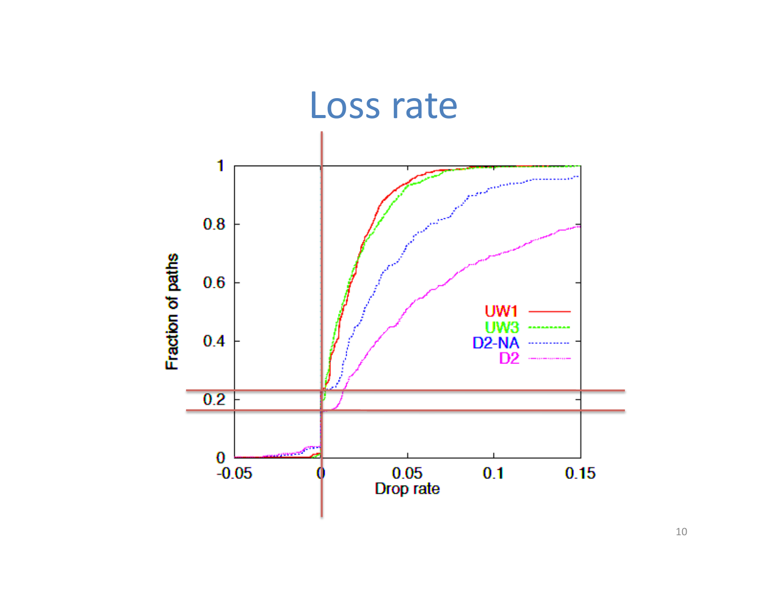# Loss rate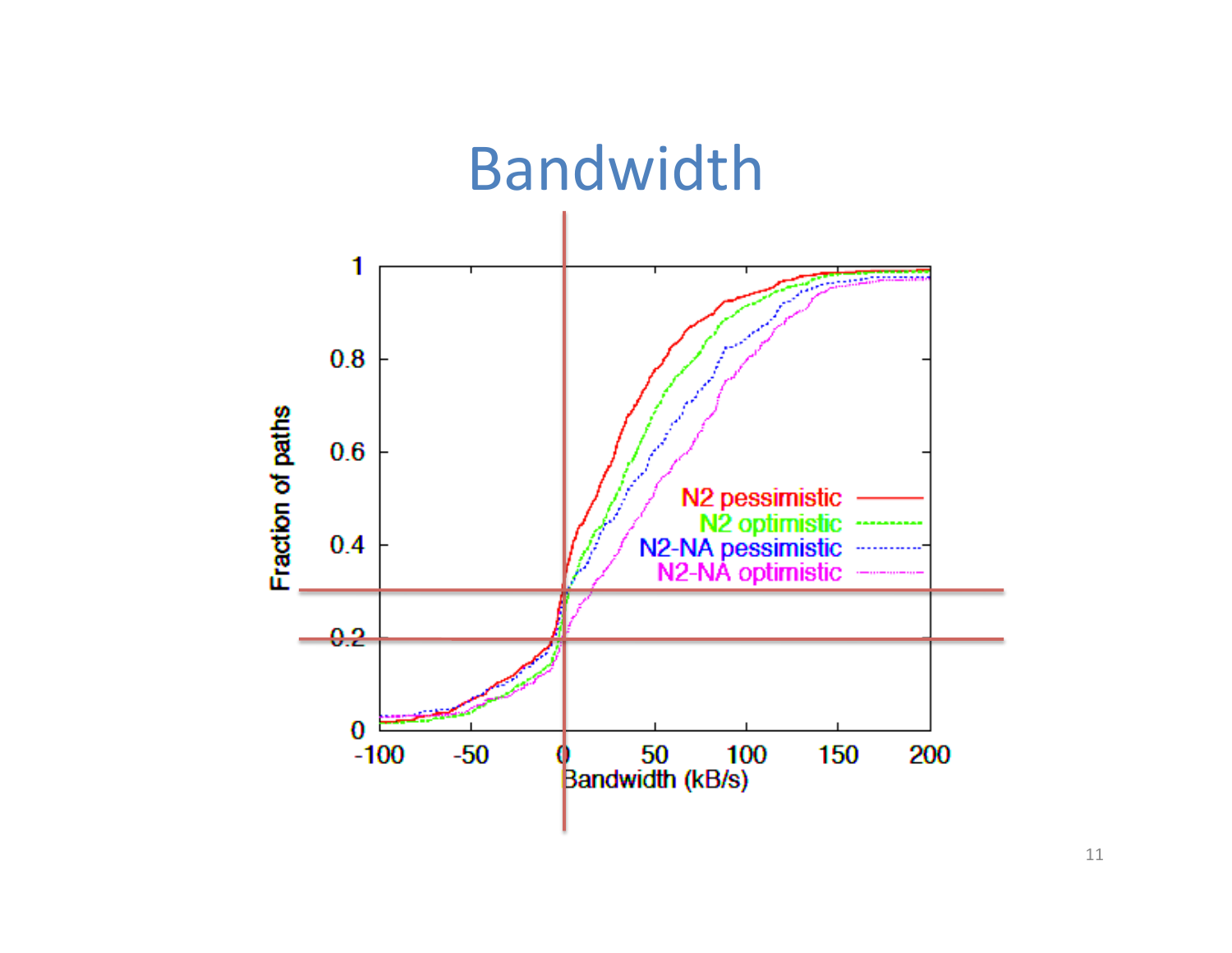# Bandwidth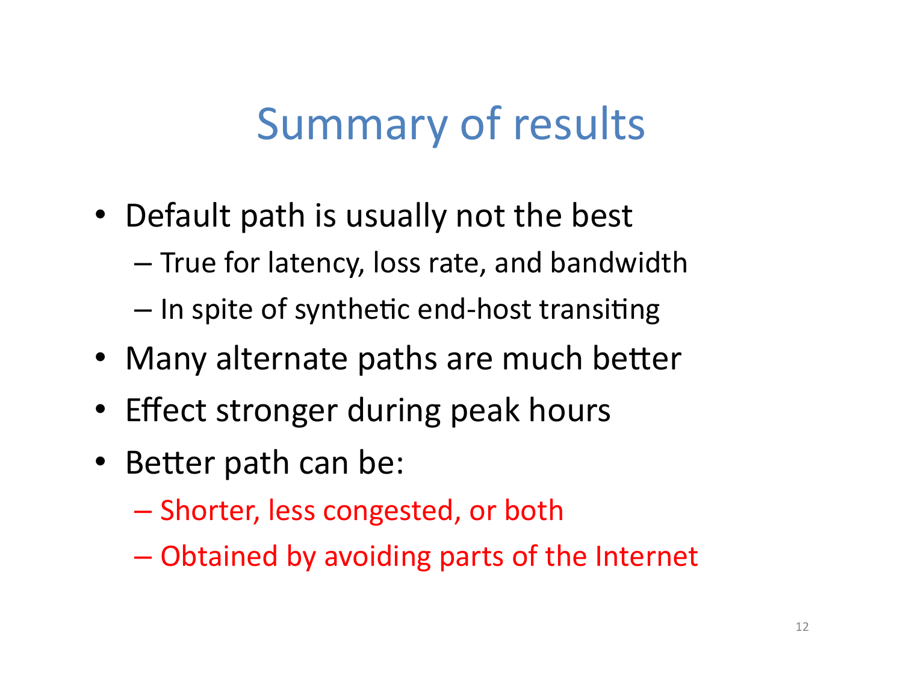# Summary of results

- Default path is usually not the best
  - True for latency, loss rate, and bandwidth
  - In spite of synthetic end-host transiting
- Many alternate paths are much better
- Effect stronger during peak hours
- Better path can be:
  - Shorter, less congested, or both
  - Obtained by avoiding parts of the Internet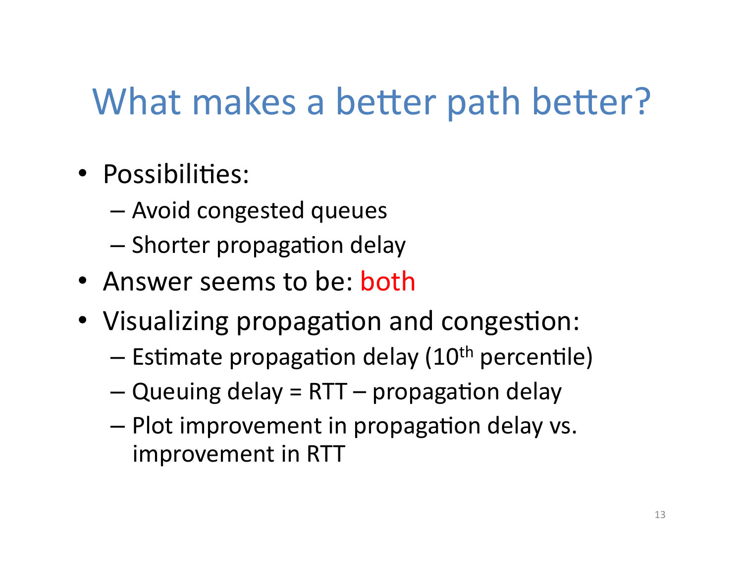# What makes a better path better?

- Possibilities:
  - Avoid congested queues
  - Shorter propagation delay
- Answer seems to be: both
- Visualizing propagation and congestion:
  - Estimate propagation delay (10$^{th}$ percentile)
  - Queuing delay = RTT – propagation delay
  - Plot improvement in propagation delay vs. improvement in RTT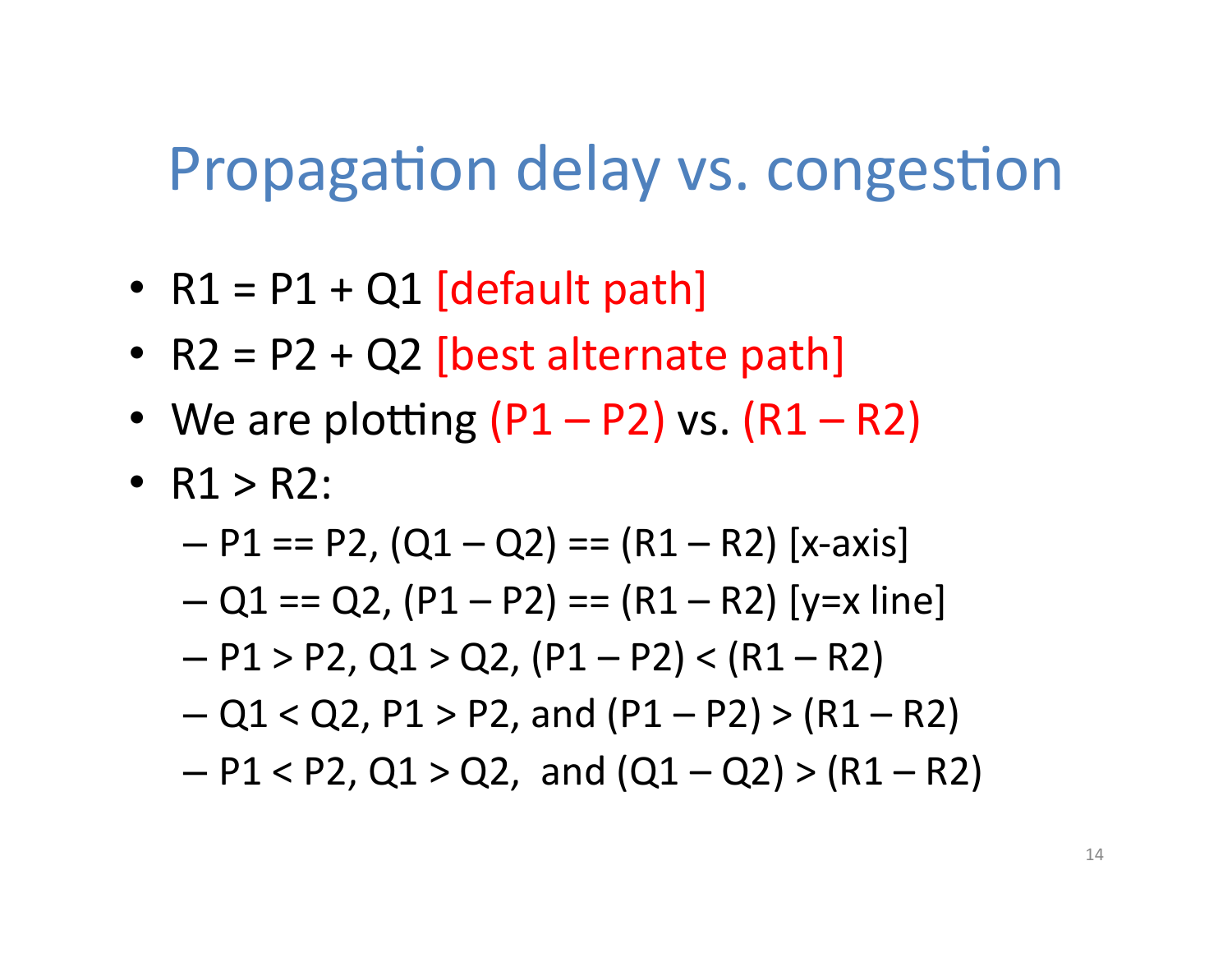# Propagation delay vs. congestion

- R1 = P1 + Q1 [default path]
- R2 = P2 + Q2 [best alternate path]
- We are plotting (P1 – P2) vs. (R1 – R2)
- R1 > R2:
  - P1 == P2, (Q1 – Q2) == (R1 – R2) [x-axis]
  - Q1 == Q2, (P1 – P2) == (R1 – R2) [y=x line]
  - P1 > P2, Q1 > Q2, (P1 – P2) < (R1 – R2)
  - Q1 < Q2, P1 > P2, and (P1 – P2) > (R1 – R2)
  - P1 < P2, Q1 > Q2, and (Q1 – Q2) > (R1 – R2)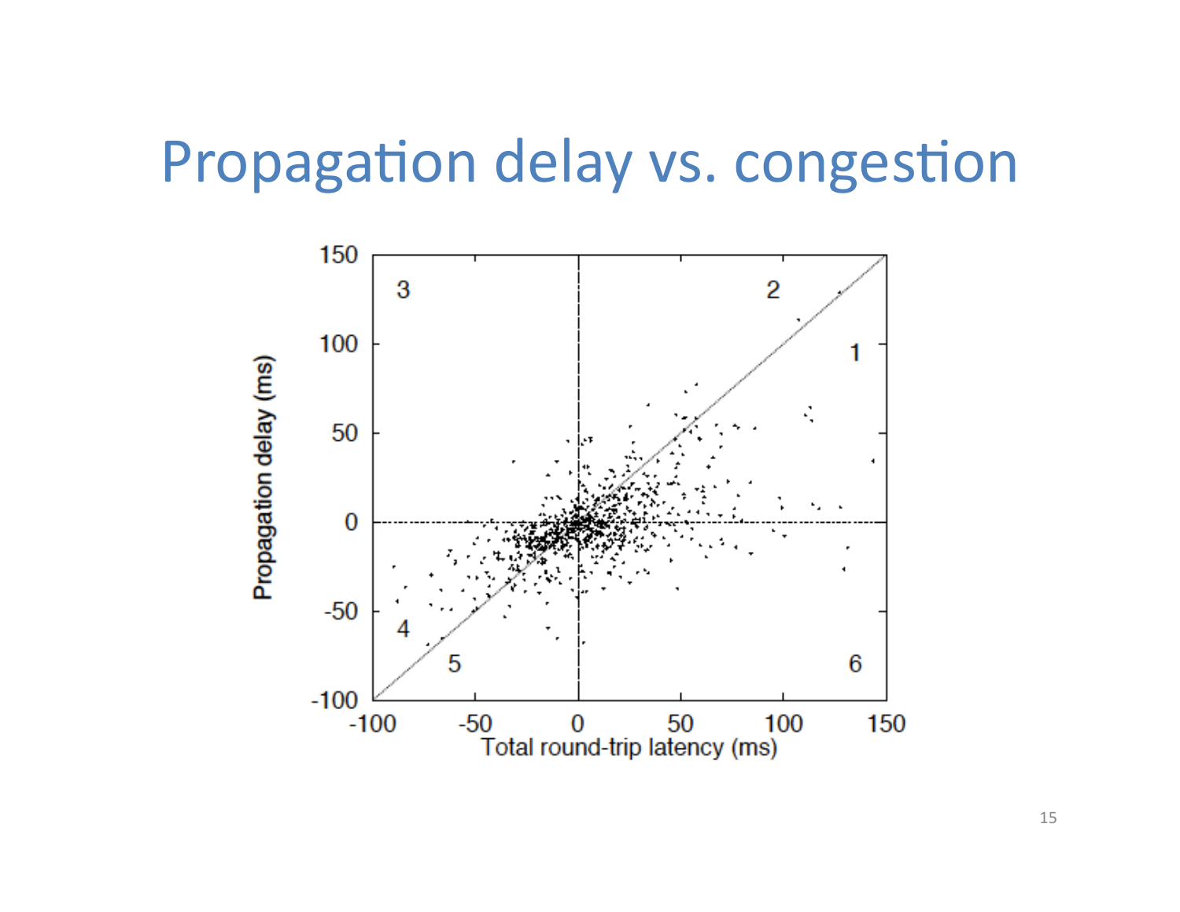# Propagation delay vs. congestion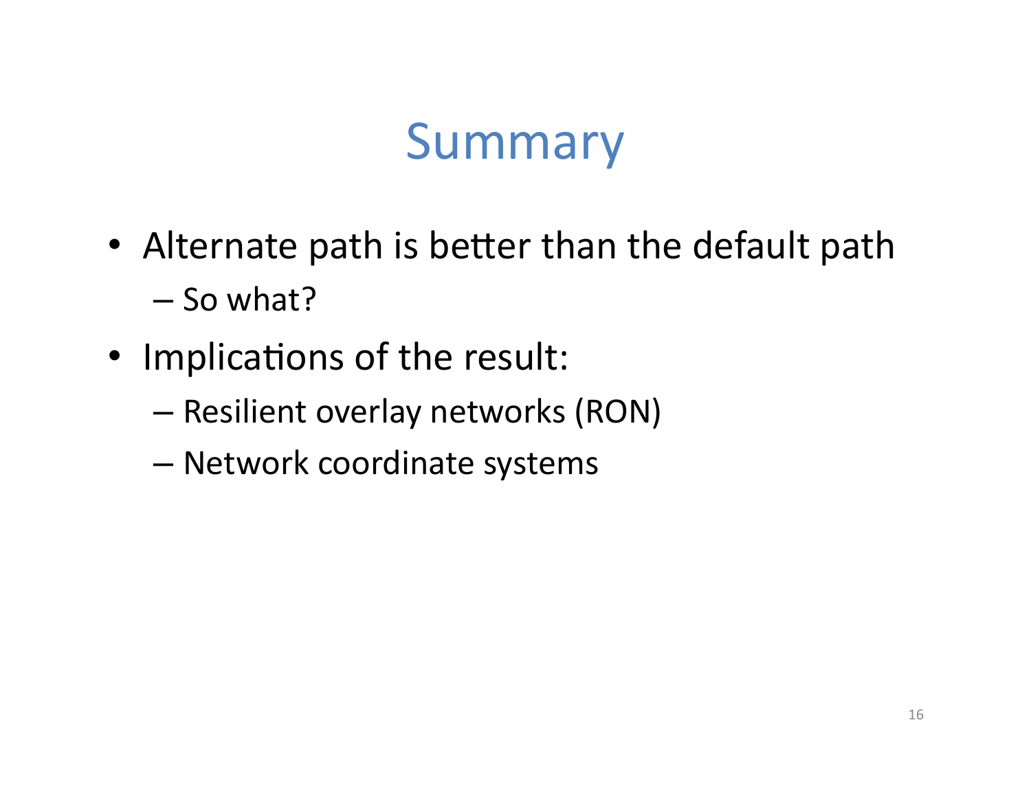# Summary

- Alternate path is better than the default path
  - So what?
- Implications of the result:
  - Resilient overlay networks (RON)
  - Network coordinate systems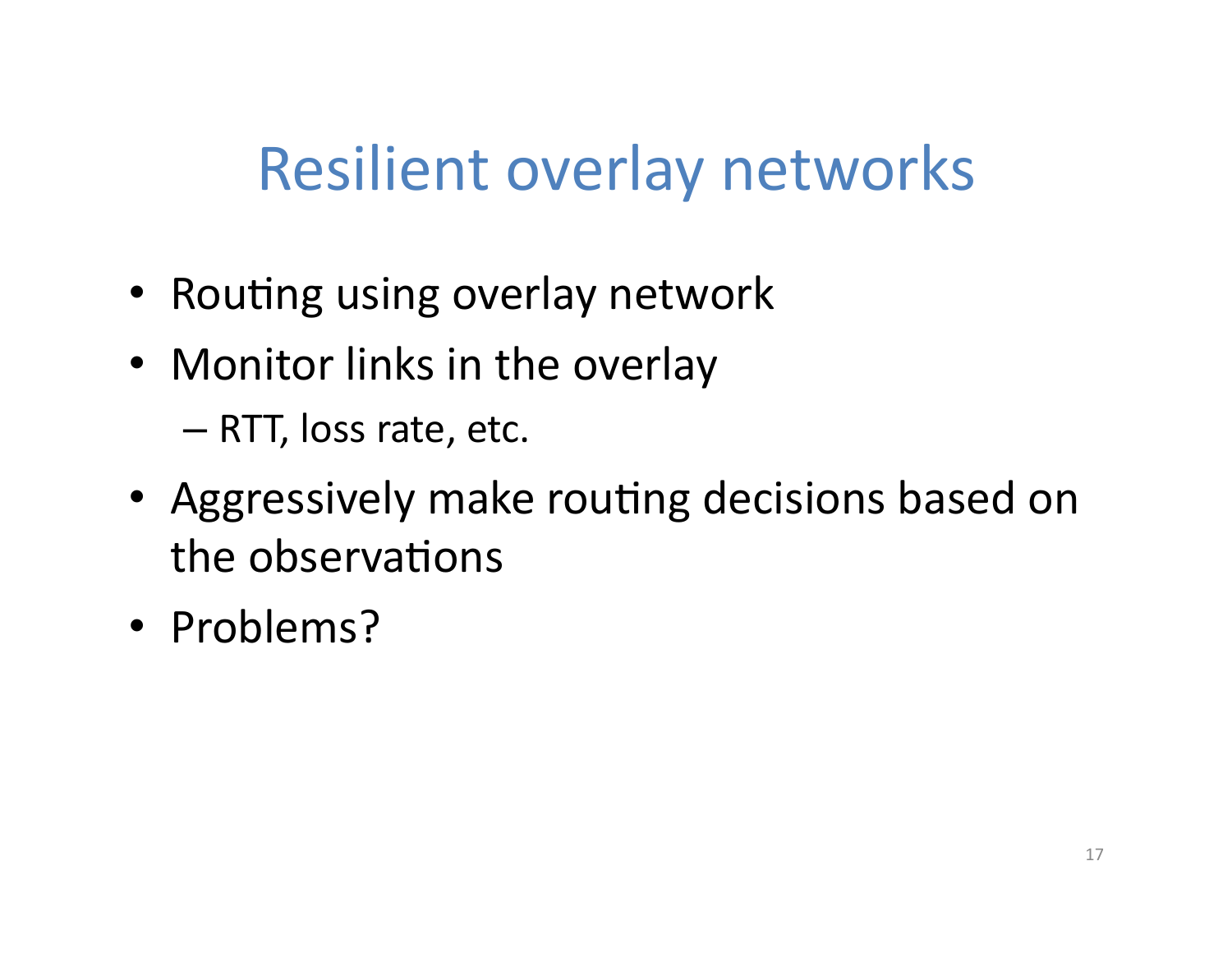# Resilient overlay networks

- Routing using overlay network
- Monitor links in the overlay
  - RTT, loss rate, etc.
- Aggressively make routing decisions based on the observations
- Problems?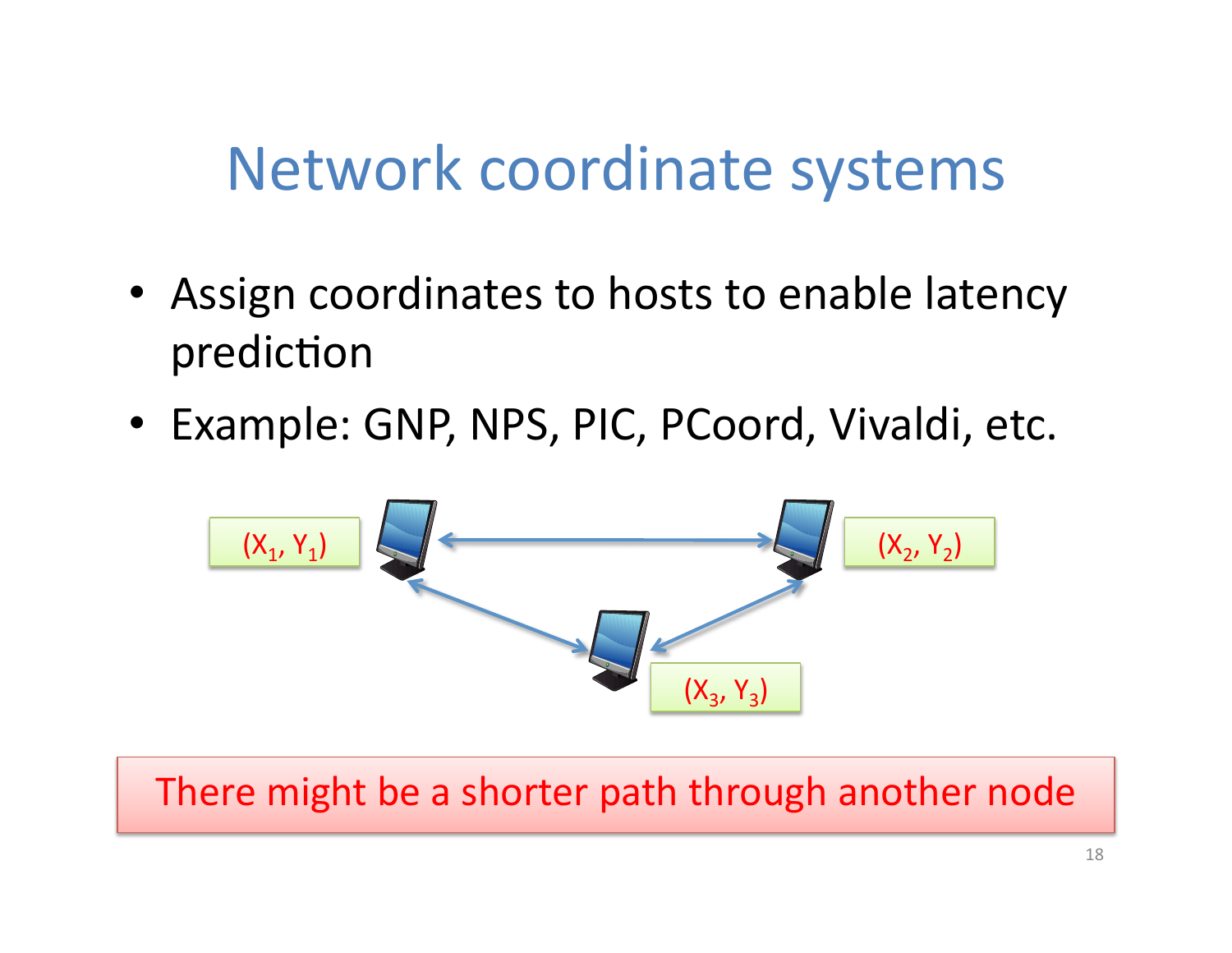# Network coordinate systems

- Assign coordinates to hosts to enable latency prediction
- Example: GNP, NPS, PIC, PCoord, Vivaldi, etc.

$(X_1, Y_1)$

$(X_2, Y_2)$

$(X_3, Y_3)$

There might be a shorter path through another node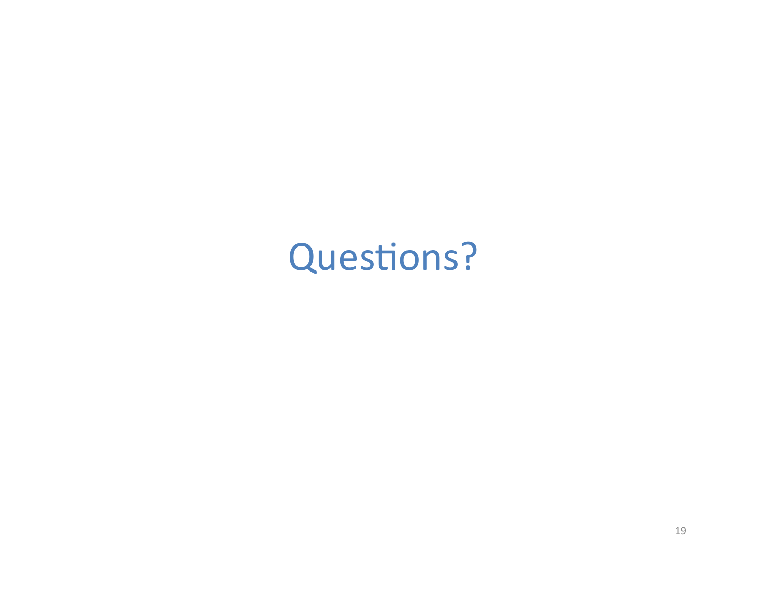# Questions?